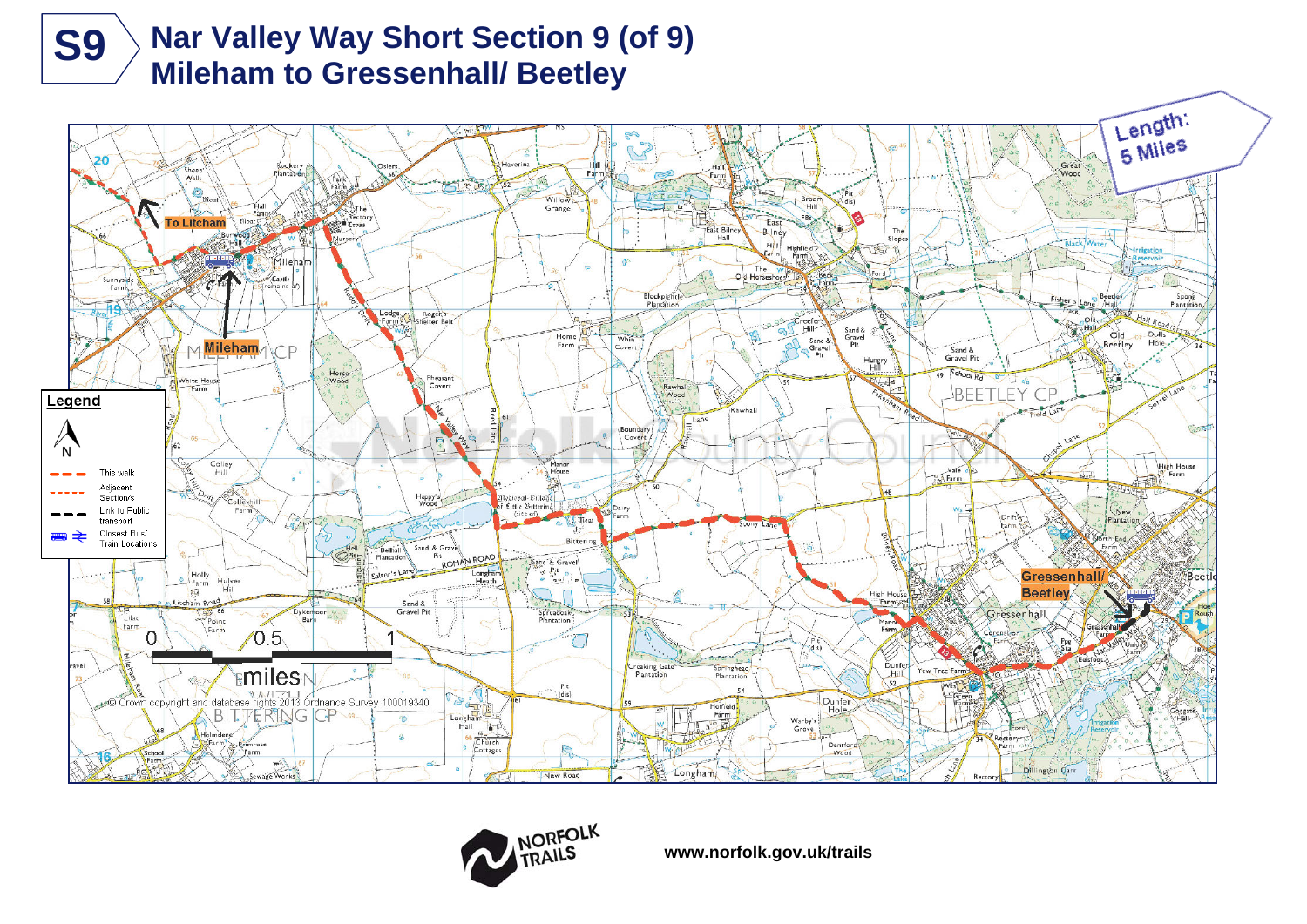# S9 Nar Valley Way Short Section 9 (of 9)
## Mileham to Gressenhall/ Beetley

Length: 5 Miles

To Litcham

Mileham

Gressenhall/ Beetley

**Legend**

- This walk
- Adjacent Section/s
- Link to Public transport
- Closest Bus/ Train Locations

0 0.5 1 miles

© Crown copyright and database rights 2013 Ordnance Survey 100019340

NORFOLK TRAILS

www.norfolk.gov.uk/trails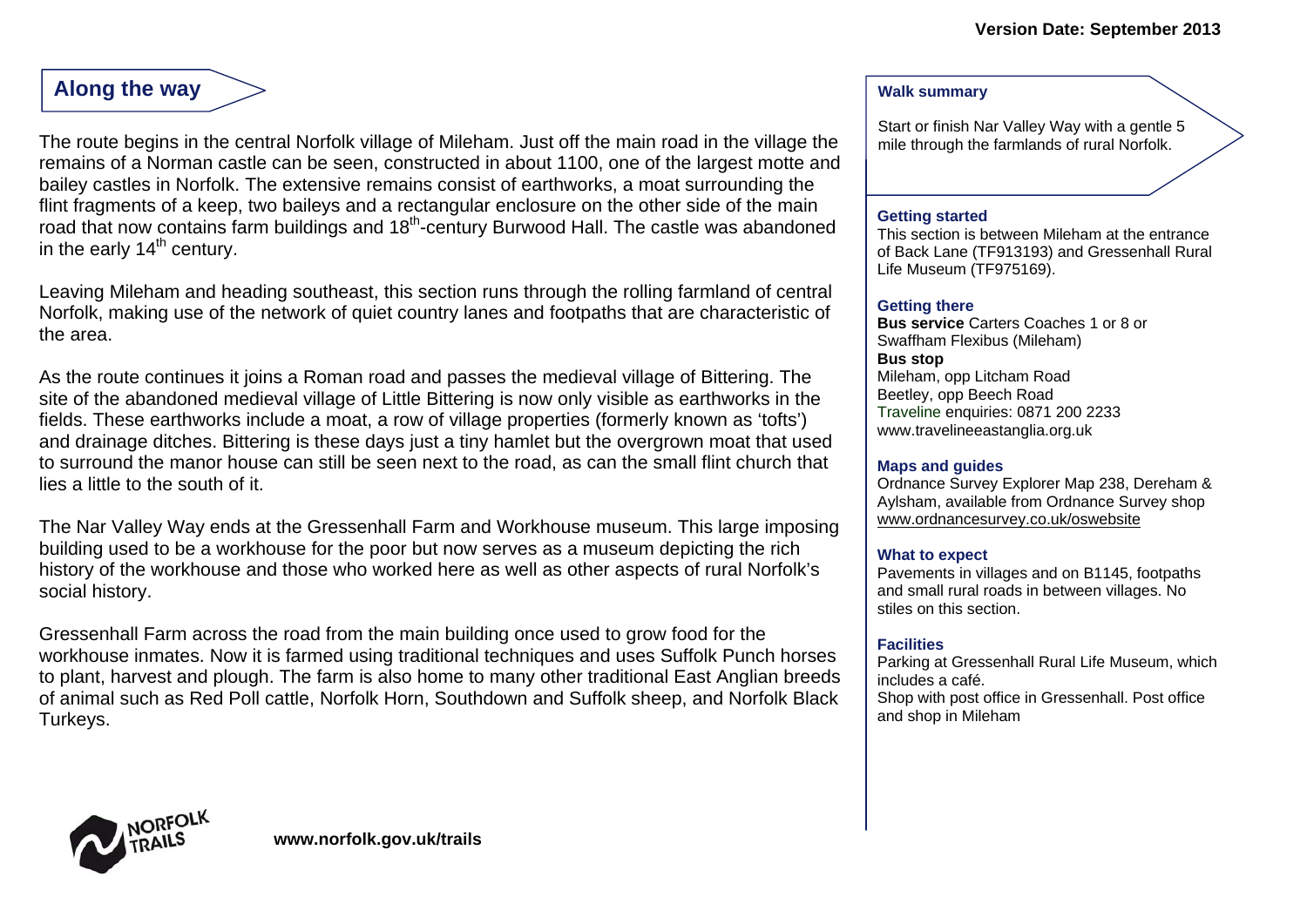## Along the way

The route begins in the central Norfolk village of Mileham. Just off the main road in the village the remains of a Norman castle can be seen, constructed in about 1100, one of the largest motte and bailey castles in Norfolk. The extensive remains consist of earthworks, a moat surrounding the flint fragments of a keep, two baileys and a rectangular enclosure on the other side of the main road that now contains farm buildings and 18th-century Burwood Hall. The castle was abandoned in the early 14th century.

Leaving Mileham and heading southeast, this section runs through the rolling farmland of central Norfolk, making use of the network of quiet country lanes and footpaths that are characteristic of the area.

As the route continues it joins a Roman road and passes the medieval village of Bittering. The site of the abandoned medieval village of Little Bittering is now only visible as earthworks in the fields. These earthworks include a moat, a row of village properties (formerly known as 'tofts') and drainage ditches. Bittering is these days just a tiny hamlet but the overgrown moat that used to surround the manor house can still be seen next to the road, as can the small flint church that lies a little to the south of it.

The Nar Valley Way ends at the Gressenhall Farm and Workhouse museum. This large imposing building used to be a workhouse for the poor but now serves as a museum depicting the rich history of the workhouse and those who worked here as well as other aspects of rural Norfolk's social history.

Gressenhall Farm across the road from the main building once used to grow food for the workhouse inmates. Now it is farmed using traditional techniques and uses Suffolk Punch horses to plant, harvest and plough. The farm is also home to many other traditional East Anglian breeds of animal such as Red Poll cattle, Norfolk Horn, Southdown and Suffolk sheep, and Norfolk Black Turkeys.

### Walk summary

Start or finish Nar Valley Way with a gentle 5 mile through the farmlands of rural Norfolk.

### Getting started

This section is between Mileham at the entrance of Back Lane (TF913193) and Gressenhall Rural Life Museum (TF975169).

### Getting there

**Bus service** Carters Coaches 1 or 8 or Swaffham Flexibus (Mileham)
**Bus stop**
Mileham, opp Litcham Road
Beetley, opp Beech Road
Traveline enquiries: 0871 200 2233
www.travelineeastanglia.org.uk

### Maps and guides

Ordnance Survey Explorer Map 238, Dereham & Aylsham, available from Ordnance Survey shop www.ordnancesurvey.co.uk/oswebsite

### What to expect

Pavements in villages and on B1145, footpaths and small rural roads in between villages. No stiles on this section.

### Facilities

Parking at Gressenhall Rural Life Museum, which includes a café.
Shop with post office in Gressenhall. Post office and shop in Mileham

www.norfolk.gov.uk/trails